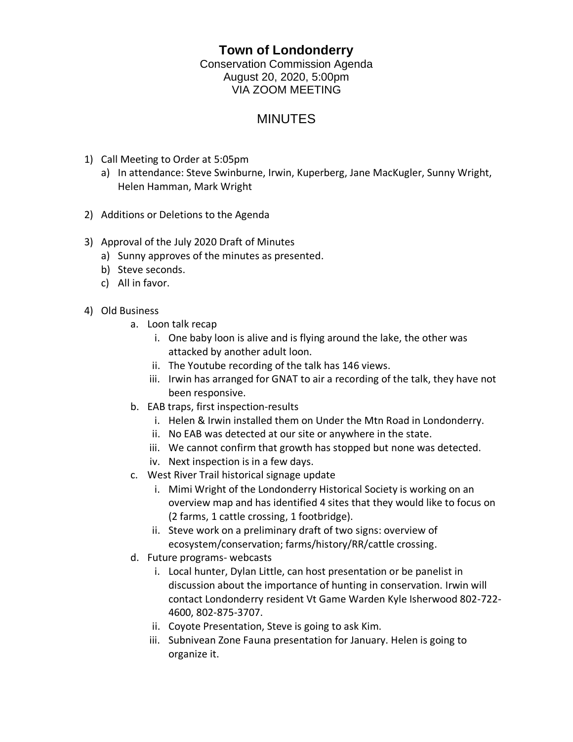**Town of Londonderry**

Conservation Commission Agenda
August 20, 2020, 5:00pm
VIA ZOOM MEETING

# MINUTES

1) Call Meeting to Order at 5:05pm
   a) In attendance: Steve Swinburne, Irwin, Kuperberg, Jane MacKugler, Sunny Wright, Helen Hamman, Mark Wright

2) Additions or Deletions to the Agenda

3) Approval of the July 2020 Draft of Minutes
   a) Sunny approves of the minutes as presented.
   b) Steve seconds.
   c) All in favor.

4) Old Business
   a. Loon talk recap
      i. One baby loon is alive and is flying around the lake, the other was attacked by another adult loon.
      ii. The Youtube recording of the talk has 146 views.
      iii. Irwin has arranged for GNAT to air a recording of the talk, they have not been responsive.
   b. EAB traps, first inspection-results
      i. Helen & Irwin installed them on Under the Mtn Road in Londonderry.
      ii. No EAB was detected at our site or anywhere in the state.
      iii. We cannot confirm that growth has stopped but none was detected.
      iv. Next inspection is in a few days.
   c. West River Trail historical signage update
      i. Mimi Wright of the Londonderry Historical Society is working on an overview map and has identified 4 sites that they would like to focus on (2 farms, 1 cattle crossing, 1 footbridge).
      ii. Steve work on a preliminary draft of two signs: overview of ecosystem/conservation; farms/history/RR/cattle crossing.
   d. Future programs- webcasts
      i. Local hunter, Dylan Little, can host presentation or be panelist in discussion about the importance of hunting in conservation. Irwin will contact Londonderry resident Vt Game Warden Kyle Isherwood 802-722-4600, 802-875-3707.
      ii. Coyote Presentation, Steve is going to ask Kim.
      iii. Subnivean Zone Fauna presentation for January. Helen is going to organize it.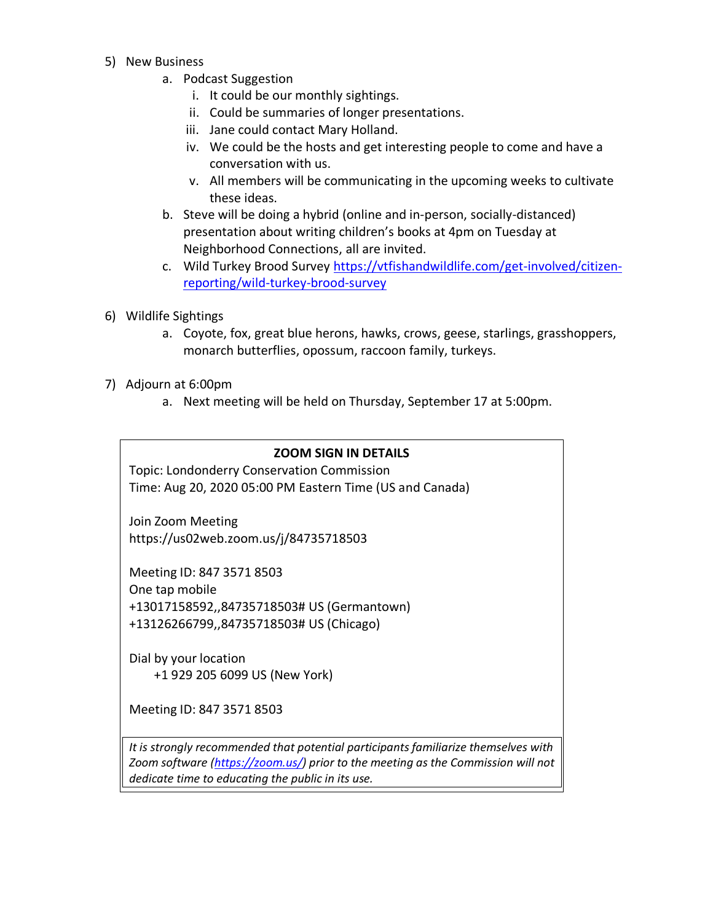5) New Business
    a. Podcast Suggestion
        i. It could be our monthly sightings.
        ii. Could be summaries of longer presentations.
        iii. Jane could contact Mary Holland.
        iv. We could be the hosts and get interesting people to come and have a conversation with us.
        v. All members will be communicating in the upcoming weeks to cultivate these ideas.
    b. Steve will be doing a hybrid (online and in-person, socially-distanced) presentation about writing children's books at 4pm on Tuesday at Neighborhood Connections, all are invited.
    c. Wild Turkey Brood Survey [https://vtfishandwildlife.com/get-involved/citizen-reporting/wild-turkey-brood-survey](https://vtfishandwildlife.com/get-involved/citizen-reporting/wild-turkey-brood-survey)

6) Wildlife Sightings
    a. Coyote, fox, great blue herons, hawks, crows, geese, starlings, grasshoppers, monarch butterflies, opossum, raccoon family, turkeys.

7) Adjourn at 6:00pm
    a. Next meeting will be held on Thursday, September 17 at 5:00pm.

**ZOOM SIGN IN DETAILS**

Topic: Londonderry Conservation Commission
Time: Aug 20, 2020 05:00 PM Eastern Time (US and Canada)

Join Zoom Meeting
https://us02web.zoom.us/j/84735718503

Meeting ID: 847 3571 8503
One tap mobile
+13017158592,,84735718503# US (Germantown)
+13126266799,,84735718503# US (Chicago)

Dial by your location
+1 929 205 6099 US (New York)

Meeting ID: 847 3571 8503

*It is strongly recommended that potential participants familiarize themselves with Zoom software ([https://zoom.us/](https://zoom.us/)) prior to the meeting as the Commission will not dedicate time to educating the public in its use.*